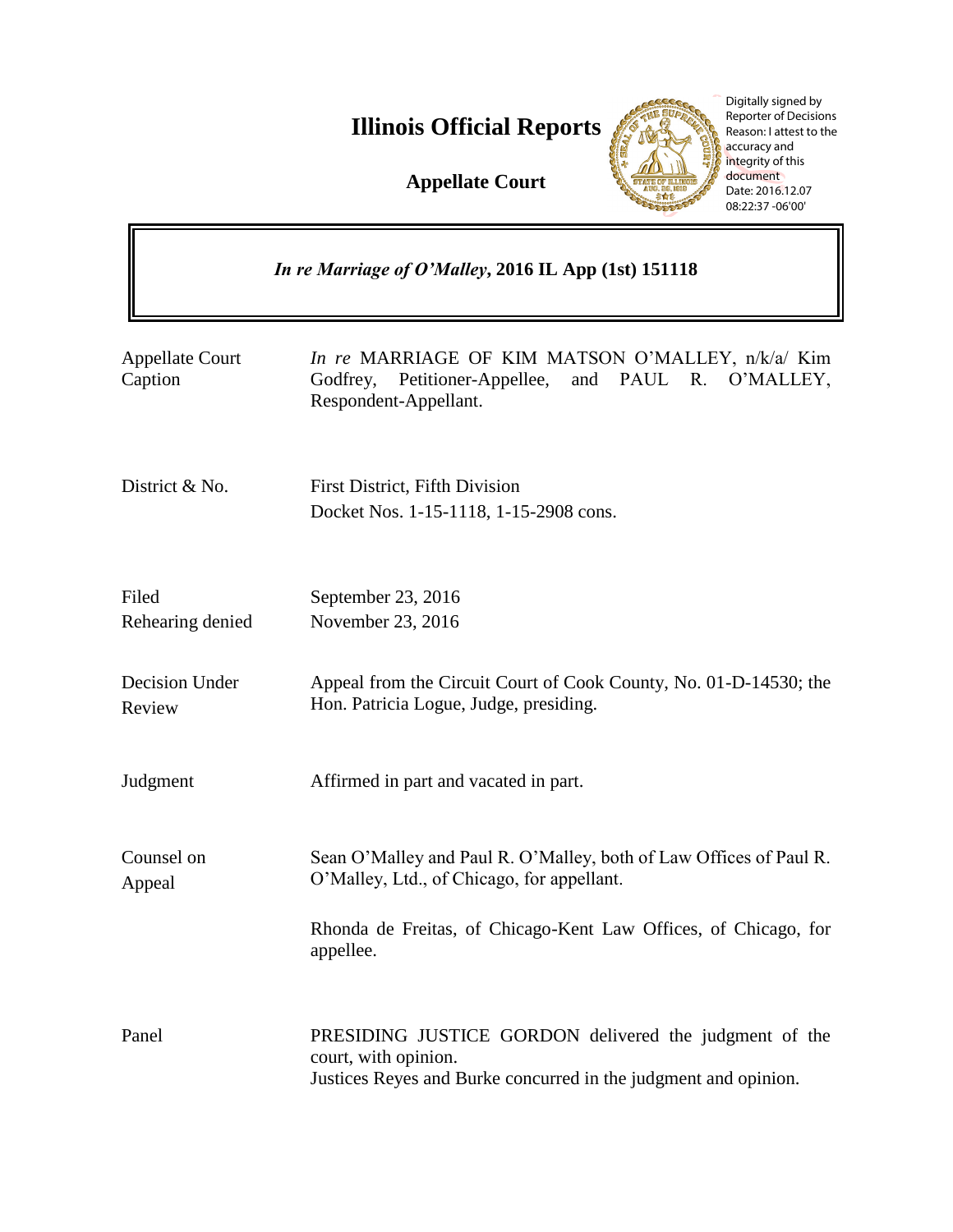# Illinois Official Reports

**Appellate Court**

Digitally signed by Reporter of Decisions
Reason: I attest to the accuracy and integrity of this document
Date: 2016.12.07 08:22:37 -06'00'

## *In re Marriage of O'Malley*, 2016 IL App (1st) 151118

| | |
|---|---|
| Appellate Court Caption | *In re* MARRIAGE OF KIM MATSON O'MALLEY, n/k/a/ Kim Godfrey, Petitioner-Appellee, and PAUL R. O'MALLEY, Respondent-Appellant. |
| District & No. | First District, Fifth Division<br>Docket Nos. 1-15-1118, 1-15-2908 cons. |
| Filed<br>Rehearing denied | September 23, 2016<br>November 23, 2016 |
| Decision Under Review | Appeal from the Circuit Court of Cook County, No. 01-D-14530; the Hon. Patricia Logue, Judge, presiding. |
| Judgment | Affirmed in part and vacated in part. |
| Counsel on Appeal | Sean O'Malley and Paul R. O'Malley, both of Law Offices of Paul R. O'Malley, Ltd., of Chicago, for appellant.<br><br>Rhonda de Freitas, of Chicago-Kent Law Offices, of Chicago, for appellee. |
| Panel | PRESIDING JUSTICE GORDON delivered the judgment of the court, with opinion.<br>Justices Reyes and Burke concurred in the judgment and opinion. |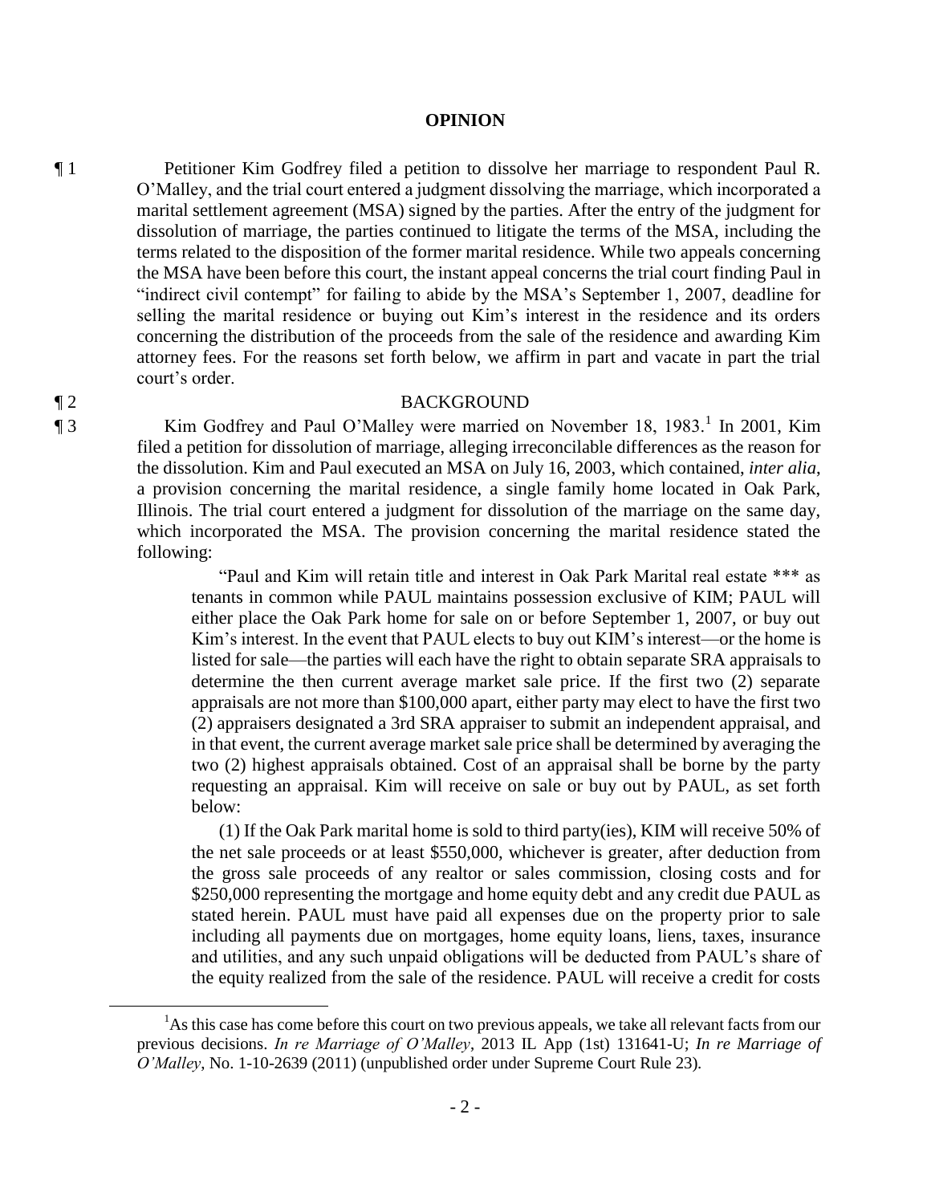## OPINION

¶ 1 Petitioner Kim Godfrey filed a petition to dissolve her marriage to respondent Paul R. O'Malley, and the trial court entered a judgment dissolving the marriage, which incorporated a marital settlement agreement (MSA) signed by the parties. After the entry of the judgment for dissolution of marriage, the parties continued to litigate the terms of the MSA, including the terms related to the disposition of the former marital residence. While two appeals concerning the MSA have been before this court, the instant appeal concerns the trial court finding Paul in "indirect civil contempt" for failing to abide by the MSA's September 1, 2007, deadline for selling the marital residence or buying out Kim's interest in the residence and its orders concerning the distribution of the proceeds from the sale of the residence and awarding Kim attorney fees. For the reasons set forth below, we affirm in part and vacate in part the trial court's order.

¶ 2 BACKGROUND

¶ 3 Kim Godfrey and Paul O'Malley were married on November 18, 1983.[1] In 2001, Kim filed a petition for dissolution of marriage, alleging irreconcilable differences as the reason for the dissolution. Kim and Paul executed an MSA on July 16, 2003, which contained, *inter alia*, a provision concerning the marital residence, a single family home located in Oak Park, Illinois. The trial court entered a judgment for dissolution of the marriage on the same day, which incorporated the MSA. The provision concerning the marital residence stated the following:

> "Paul and Kim will retain title and interest in Oak Park Marital real estate *** as tenants in common while PAUL maintains possession exclusive of KIM; PAUL will either place the Oak Park home for sale on or before September 1, 2007, or buy out Kim's interest. In the event that PAUL elects to buy out KIM's interest—or the home is listed for sale—the parties will each have the right to obtain separate SRA appraisals to determine the then current average market sale price. If the first two (2) separate appraisals are not more than $100,000 apart, either party may elect to have the first two (2) appraisers designated a 3rd SRA appraiser to submit an independent appraisal, and in that event, the current average market sale price shall be determined by averaging the two (2) highest appraisals obtained. Cost of an appraisal shall be borne by the party requesting an appraisal. Kim will receive on sale or buy out by PAUL, as set forth below:
>
> (1) If the Oak Park marital home is sold to third party(ies), KIM will receive 50% of the net sale proceeds or at least $550,000, whichever is greater, after deduction from the gross sale proceeds of any realtor or sales commission, closing costs and for $250,000 representing the mortgage and home equity debt and any credit due PAUL as stated herein. PAUL must have paid all expenses due on the property prior to sale including all payments due on mortgages, home equity loans, liens, taxes, insurance and utilities, and any such unpaid obligations will be deducted from PAUL's share of the equity realized from the sale of the residence. PAUL will receive a credit for costs

[1] As this case has come before this court on two previous appeals, we take all relevant facts from our previous decisions. *In re Marriage of O'Malley*, 2013 IL App (1st) 131641-U; *In re Marriage of O'Malley*, No. 1-10-2639 (2011) (unpublished order under Supreme Court Rule 23).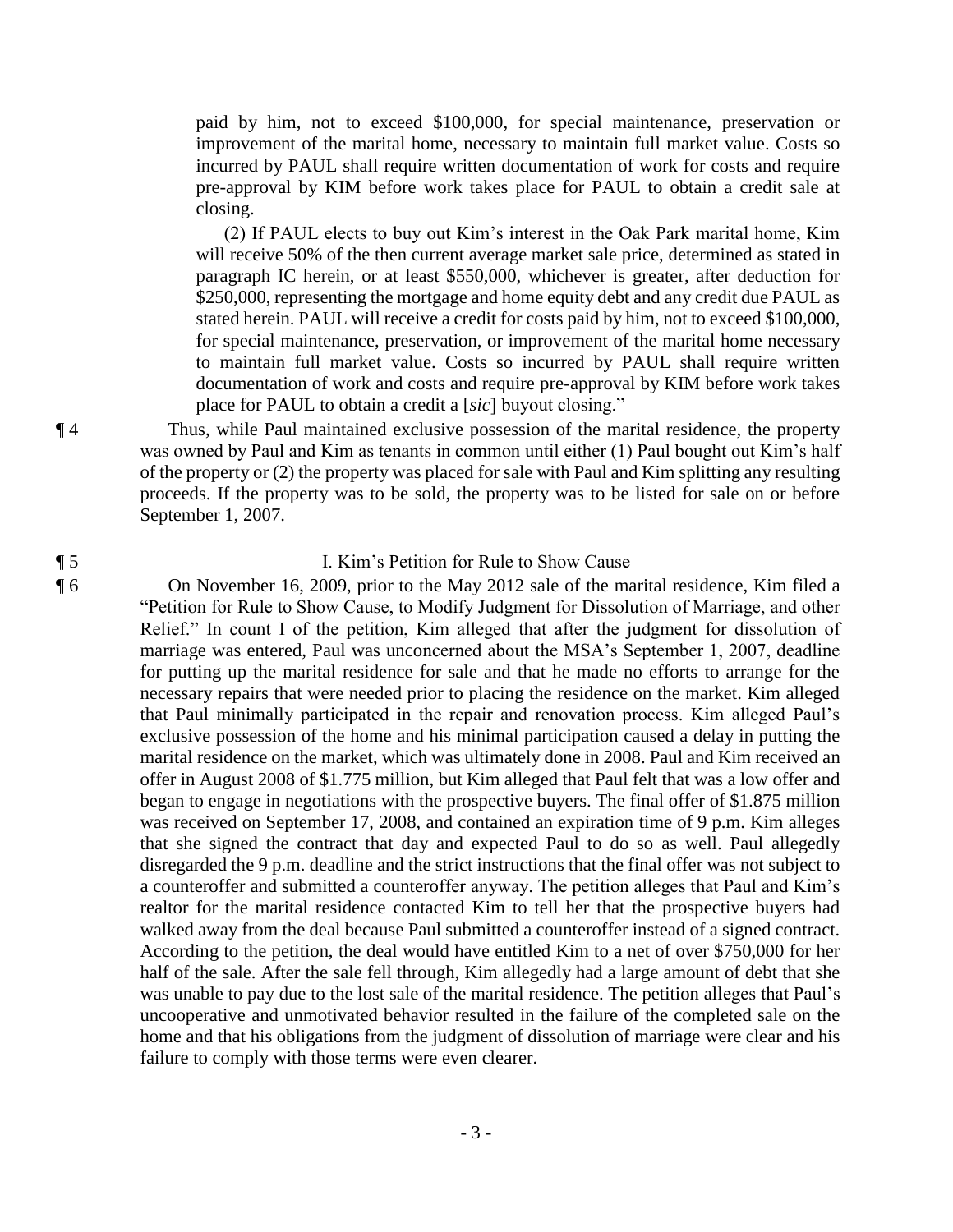paid by him, not to exceed $100,000, for special maintenance, preservation or improvement of the marital home, necessary to maintain full market value. Costs so incurred by PAUL shall require written documentation of work for costs and require pre-approval by KIM before work takes place for PAUL to obtain a credit sale at closing.

(2) If PAUL elects to buy out Kim's interest in the Oak Park marital home, Kim will receive 50% of the then current average market sale price, determined as stated in paragraph IC herein, or at least $550,000, whichever is greater, after deduction for $250,000, representing the mortgage and home equity debt and any credit due PAUL as stated herein. PAUL will receive a credit for costs paid by him, not to exceed $100,000, for special maintenance, preservation, or improvement of the marital home necessary to maintain full market value. Costs so incurred by PAUL shall require written documentation of work and costs and require pre-approval by KIM before work takes place for PAUL to obtain a credit a [*sic*] buyout closing."

¶ 4 Thus, while Paul maintained exclusive possession of the marital residence, the property was owned by Paul and Kim as tenants in common until either (1) Paul bought out Kim's half of the property or (2) the property was placed for sale with Paul and Kim splitting any resulting proceeds. If the property was to be sold, the property was to be listed for sale on or before September 1, 2007.

¶ 5 I. Kim's Petition for Rule to Show Cause

¶ 6 On November 16, 2009, prior to the May 2012 sale of the marital residence, Kim filed a "Petition for Rule to Show Cause, to Modify Judgment for Dissolution of Marriage, and other Relief." In count I of the petition, Kim alleged that after the judgment for dissolution of marriage was entered, Paul was unconcerned about the MSA's September 1, 2007, deadline for putting up the marital residence for sale and that he made no efforts to arrange for the necessary repairs that were needed prior to placing the residence on the market. Kim alleged that Paul minimally participated in the repair and renovation process. Kim alleged Paul's exclusive possession of the home and his minimal participation caused a delay in putting the marital residence on the market, which was ultimately done in 2008. Paul and Kim received an offer in August 2008 of $1.775 million, but Kim alleged that Paul felt that was a low offer and began to engage in negotiations with the prospective buyers. The final offer of $1.875 million was received on September 17, 2008, and contained an expiration time of 9 p.m. Kim alleges that she signed the contract that day and expected Paul to do so as well. Paul allegedly disregarded the 9 p.m. deadline and the strict instructions that the final offer was not subject to a counteroffer and submitted a counteroffer anyway. The petition alleges that Paul and Kim's realtor for the marital residence contacted Kim to tell her that the prospective buyers had walked away from the deal because Paul submitted a counteroffer instead of a signed contract. According to the petition, the deal would have entitled Kim to a net of over $750,000 for her half of the sale. After the sale fell through, Kim allegedly had a large amount of debt that she was unable to pay due to the lost sale of the marital residence. The petition alleges that Paul's uncooperative and unmotivated behavior resulted in the failure of the completed sale on the home and that his obligations from the judgment of dissolution of marriage were clear and his failure to comply with those terms were even clearer.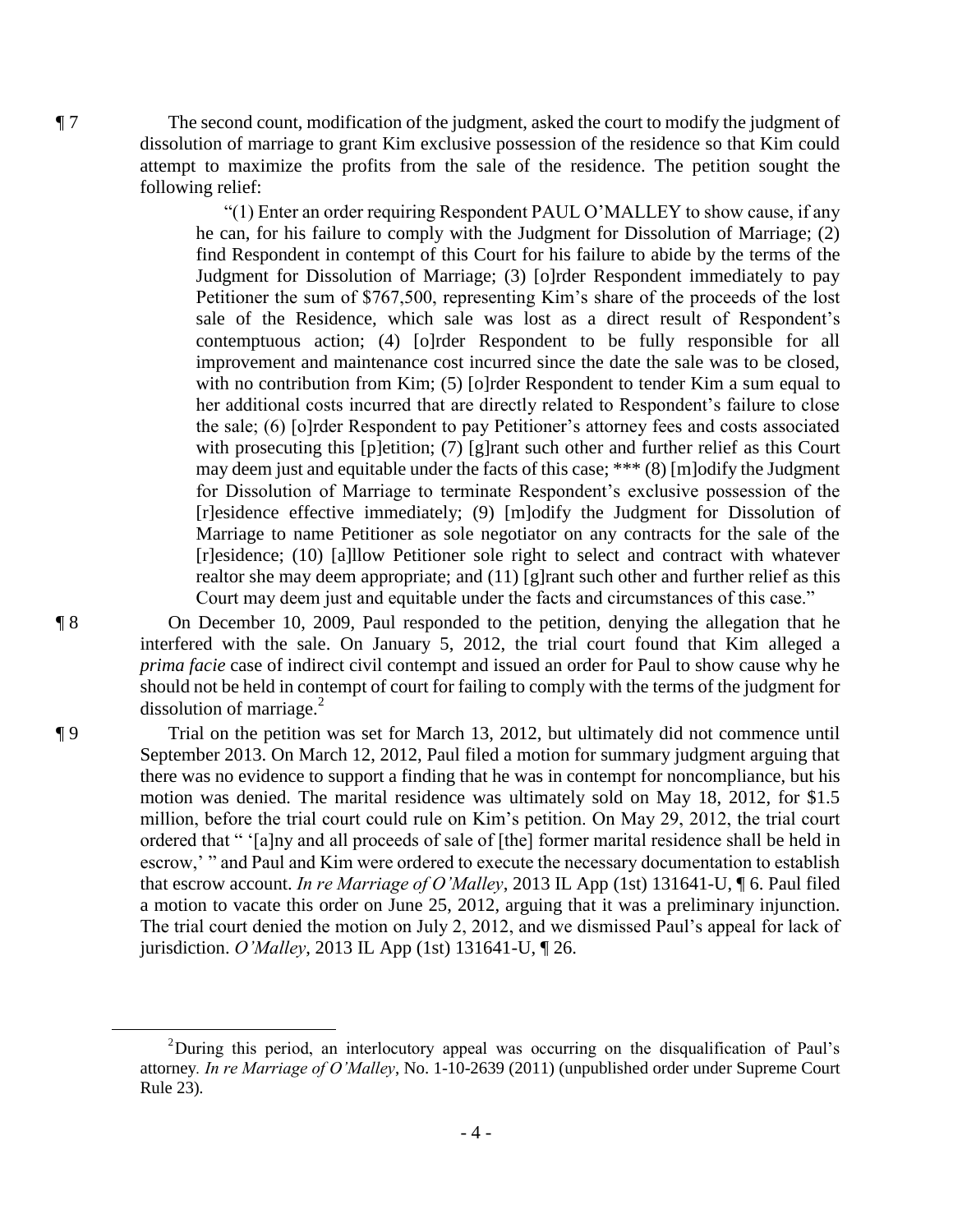¶ 7 The second count, modification of the judgment, asked the court to modify the judgment of dissolution of marriage to grant Kim exclusive possession of the residence so that Kim could attempt to maximize the profits from the sale of the residence. The petition sought the following relief:

> "(1) Enter an order requiring Respondent PAUL O'MALLEY to show cause, if any he can, for his failure to comply with the Judgment for Dissolution of Marriage; (2) find Respondent in contempt of this Court for his failure to abide by the terms of the Judgment for Dissolution of Marriage; (3) [o]rder Respondent immediately to pay Petitioner the sum of $767,500, representing Kim's share of the proceeds of the lost sale of the Residence, which sale was lost as a direct result of Respondent's contemptuous action; (4) [o]rder Respondent to be fully responsible for all improvement and maintenance cost incurred since the date the sale was to be closed, with no contribution from Kim; (5) [o]rder Respondent to tender Kim a sum equal to her additional costs incurred that are directly related to Respondent's failure to close the sale; (6) [o]rder Respondent to pay Petitioner's attorney fees and costs associated with prosecuting this [p]etition; (7) [g]rant such other and further relief as this Court may deem just and equitable under the facts of this case; *** (8) [m]odify the Judgment for Dissolution of Marriage to terminate Respondent's exclusive possession of the [r]esidence effective immediately; (9) [m]odify the Judgment for Dissolution of Marriage to name Petitioner as sole negotiator on any contracts for the sale of the [r]esidence; (10) [a]llow Petitioner sole right to select and contract with whatever realtor she may deem appropriate; and (11) [g]rant such other and further relief as this Court may deem just and equitable under the facts and circumstances of this case."

¶ 8 On December 10, 2009, Paul responded to the petition, denying the allegation that he interfered with the sale. On January 5, 2012, the trial court found that Kim alleged a *prima facie* case of indirect civil contempt and issued an order for Paul to show cause why he should not be held in contempt of court for failing to comply with the terms of the judgment for dissolution of marriage.[2]

¶ 9 Trial on the petition was set for March 13, 2012, but ultimately did not commence until September 2013. On March 12, 2012, Paul filed a motion for summary judgment arguing that there was no evidence to support a finding that he was in contempt for noncompliance, but his motion was denied. The marital residence was ultimately sold on May 18, 2012, for $1.5 million, before the trial court could rule on Kim's petition. On May 29, 2012, the trial court ordered that " '[a]ny and all proceeds of sale of [the] former marital residence shall be held in escrow,' " and Paul and Kim were ordered to execute the necessary documentation to establish that escrow account. *In re Marriage of O'Malley*, 2013 IL App (1st) 131641-U, ¶ 6. Paul filed a motion to vacate this order on June 25, 2012, arguing that it was a preliminary injunction. The trial court denied the motion on July 2, 2012, and we dismissed Paul's appeal for lack of jurisdiction. *O'Malley*, 2013 IL App (1st) 131641-U, ¶ 26.

[2]During this period, an interlocutory appeal was occurring on the disqualification of Paul's attorney. *In re Marriage of O'Malley*, No. 1-10-2639 (2011) (unpublished order under Supreme Court Rule 23).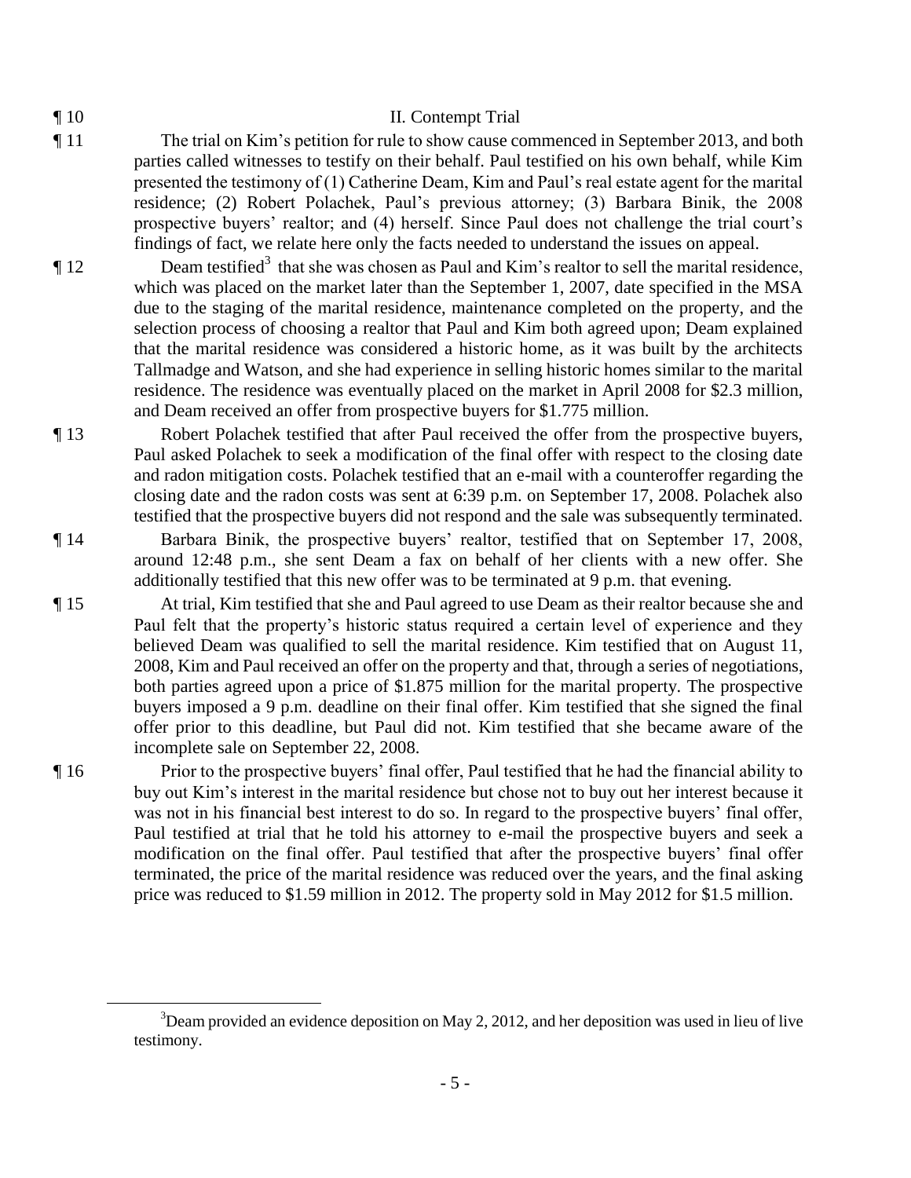¶ 10 II. Contempt Trial

¶ 11 The trial on Kim's petition for rule to show cause commenced in September 2013, and both parties called witnesses to testify on their behalf. Paul testified on his own behalf, while Kim presented the testimony of (1) Catherine Deam, Kim and Paul's real estate agent for the marital residence; (2) Robert Polachek, Paul's previous attorney; (3) Barbara Binik, the 2008 prospective buyers' realtor; and (4) herself. Since Paul does not challenge the trial court's findings of fact, we relate here only the facts needed to understand the issues on appeal.

¶ 12 Deam testified[3] that she was chosen as Paul and Kim's realtor to sell the marital residence, which was placed on the market later than the September 1, 2007, date specified in the MSA due to the staging of the marital residence, maintenance completed on the property, and the selection process of choosing a realtor that Paul and Kim both agreed upon; Deam explained that the marital residence was considered a historic home, as it was built by the architects Tallmadge and Watson, and she had experience in selling historic homes similar to the marital residence. The residence was eventually placed on the market in April 2008 for $2.3 million, and Deam received an offer from prospective buyers for $1.775 million.

¶ 13 Robert Polachek testified that after Paul received the offer from the prospective buyers, Paul asked Polachek to seek a modification of the final offer with respect to the closing date and radon mitigation costs. Polachek testified that an e-mail with a counteroffer regarding the closing date and the radon costs was sent at 6:39 p.m. on September 17, 2008. Polachek also testified that the prospective buyers did not respond and the sale was subsequently terminated.

¶ 14 Barbara Binik, the prospective buyers' realtor, testified that on September 17, 2008, around 12:48 p.m., she sent Deam a fax on behalf of her clients with a new offer. She additionally testified that this new offer was to be terminated at 9 p.m. that evening.

¶ 15 At trial, Kim testified that she and Paul agreed to use Deam as their realtor because she and Paul felt that the property's historic status required a certain level of experience and they believed Deam was qualified to sell the marital residence. Kim testified that on August 11, 2008, Kim and Paul received an offer on the property and that, through a series of negotiations, both parties agreed upon a price of $1.875 million for the marital property. The prospective buyers imposed a 9 p.m. deadline on their final offer. Kim testified that she signed the final offer prior to this deadline, but Paul did not. Kim testified that she became aware of the incomplete sale on September 22, 2008.

¶ 16 Prior to the prospective buyers' final offer, Paul testified that he had the financial ability to buy out Kim's interest in the marital residence but chose not to buy out her interest because it was not in his financial best interest to do so. In regard to the prospective buyers' final offer, Paul testified at trial that he told his attorney to e-mail the prospective buyers and seek a modification on the final offer. Paul testified that after the prospective buyers' final offer terminated, the price of the marital residence was reduced over the years, and the final asking price was reduced to $1.59 million in 2012. The property sold in May 2012 for $1.5 million.

[3] Deam provided an evidence deposition on May 2, 2012, and her deposition was used in lieu of live testimony.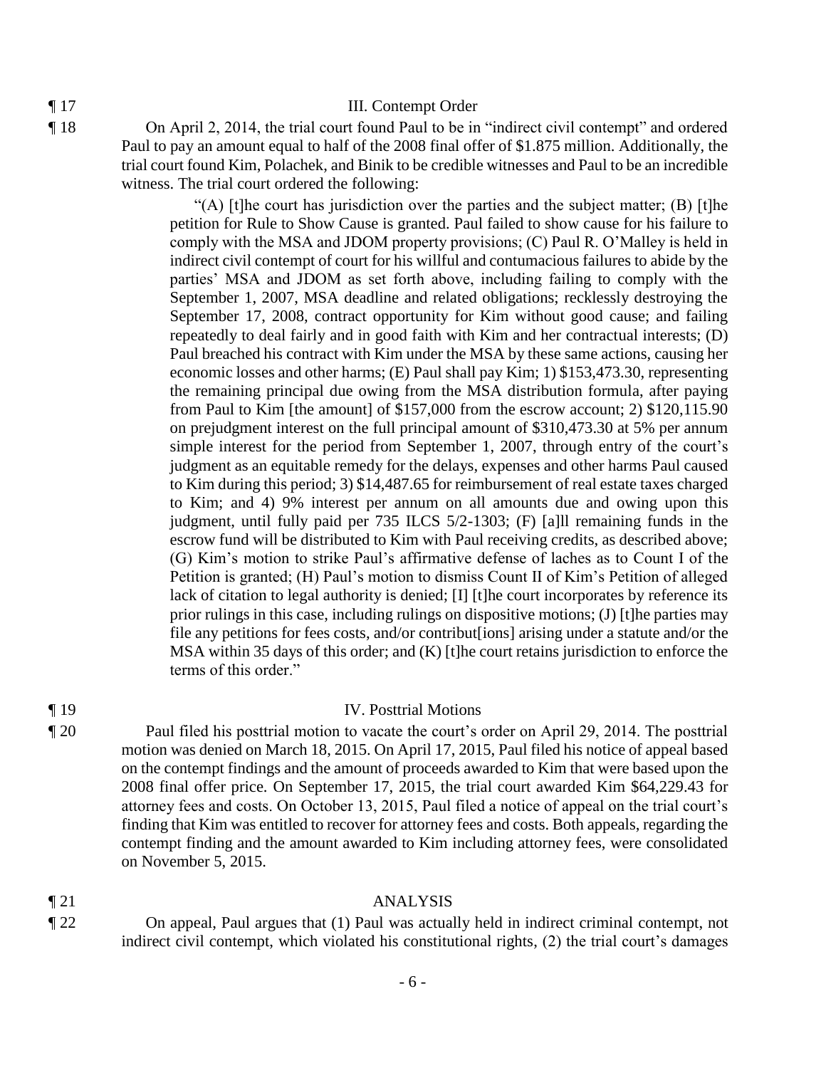¶ 17 III. Contempt Order

¶ 18 On April 2, 2014, the trial court found Paul to be in "indirect civil contempt" and ordered Paul to pay an amount equal to half of the 2008 final offer of $1.875 million. Additionally, the trial court found Kim, Polachek, and Binik to be credible witnesses and Paul to be an incredible witness. The trial court ordered the following:

> "(A) [t]he court has jurisdiction over the parties and the subject matter; (B) [t]he petition for Rule to Show Cause is granted. Paul failed to show cause for his failure to comply with the MSA and JDOM property provisions; (C) Paul R. O'Malley is held in indirect civil contempt of court for his willful and contumacious failures to abide by the parties' MSA and JDOM as set forth above, including failing to comply with the September 1, 2007, MSA deadline and related obligations; recklessly destroying the September 17, 2008, contract opportunity for Kim without good cause; and failing repeatedly to deal fairly and in good faith with Kim and her contractual interests; (D) Paul breached his contract with Kim under the MSA by these same actions, causing her economic losses and other harms; (E) Paul shall pay Kim; 1) $153,473.30, representing the remaining principal due owing from the MSA distribution formula, after paying from Paul to Kim [the amount] of $157,000 from the escrow account; 2) $120,115.90 on prejudgment interest on the full principal amount of $310,473.30 at 5% per annum simple interest for the period from September 1, 2007, through entry of the court's judgment as an equitable remedy for the delays, expenses and other harms Paul caused to Kim during this period; 3) $14,487.65 for reimbursement of real estate taxes charged to Kim; and 4) 9% interest per annum on all amounts due and owing upon this judgment, until fully paid per 735 ILCS 5/2-1303; (F) [a]ll remaining funds in the escrow fund will be distributed to Kim with Paul receiving credits, as described above; (G) Kim's motion to strike Paul's affirmative defense of laches as to Count I of the Petition is granted; (H) Paul's motion to dismiss Count II of Kim's Petition of alleged lack of citation to legal authority is denied; [I] [t]he court incorporates by reference its prior rulings in this case, including rulings on dispositive motions; (J) [t]he parties may file any petitions for fees costs, and/or contribut[ions] arising under a statute and/or the MSA within 35 days of this order; and (K) [t]he court retains jurisdiction to enforce the terms of this order."

¶ 19 IV. Posttrial Motions

¶ 20 Paul filed his posttrial motion to vacate the court's order on April 29, 2014. The posttrial motion was denied on March 18, 2015. On April 17, 2015, Paul filed his notice of appeal based on the contempt findings and the amount of proceeds awarded to Kim that were based upon the 2008 final offer price. On September 17, 2015, the trial court awarded Kim $64,229.43 for attorney fees and costs. On October 13, 2015, Paul filed a notice of appeal on the trial court's finding that Kim was entitled to recover for attorney fees and costs. Both appeals, regarding the contempt finding and the amount awarded to Kim including attorney fees, were consolidated on November 5, 2015.

¶ 21 ANALYSIS

¶ 22 On appeal, Paul argues that (1) Paul was actually held in indirect criminal contempt, not indirect civil contempt, which violated his constitutional rights, (2) the trial court's damages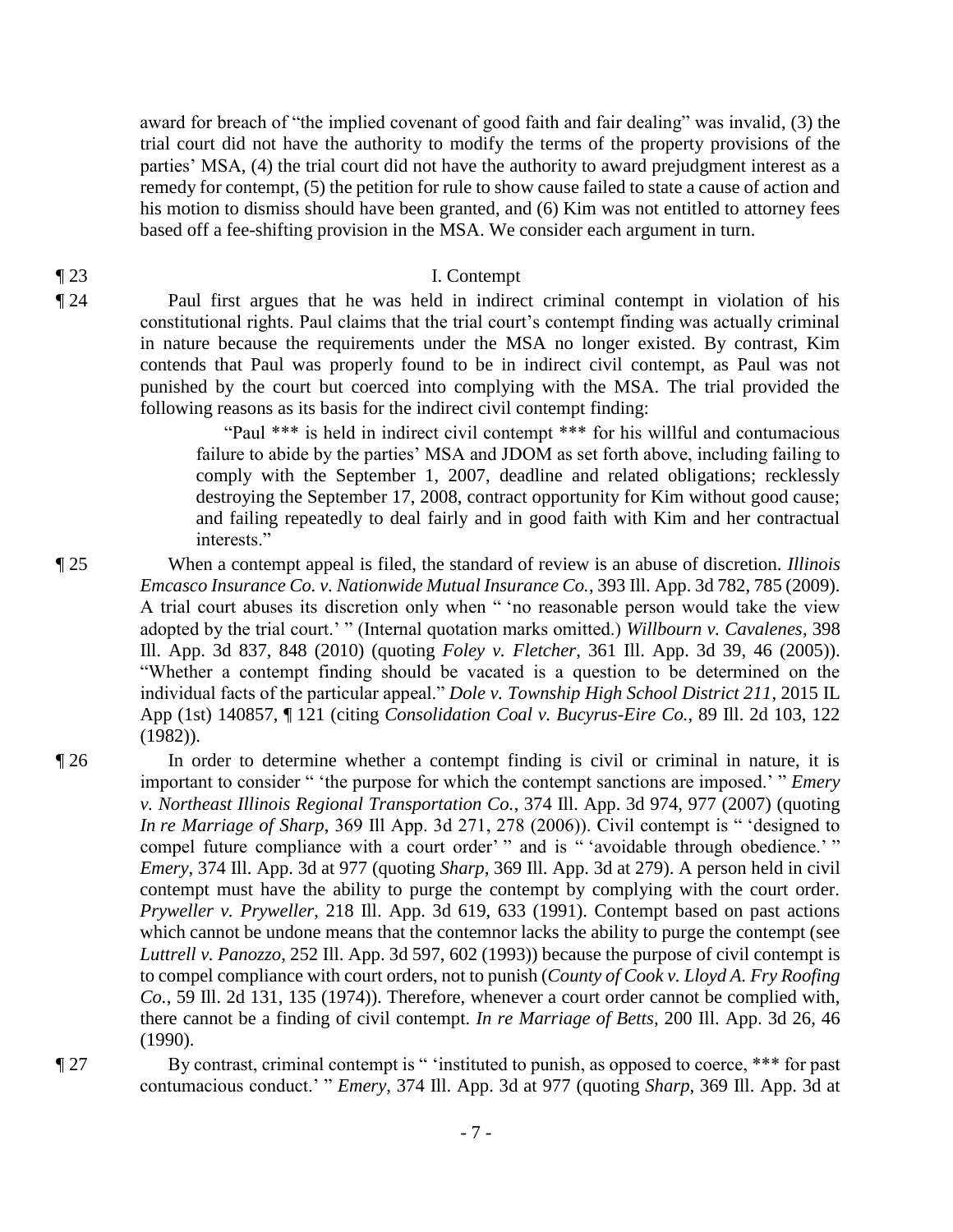award for breach of "the implied covenant of good faith and fair dealing" was invalid, (3) the trial court did not have the authority to modify the terms of the property provisions of the parties' MSA, (4) the trial court did not have the authority to award prejudgment interest as a remedy for contempt, (5) the petition for rule to show cause failed to state a cause of action and his motion to dismiss should have been granted, and (6) Kim was not entitled to attorney fees based off a fee-shifting provision in the MSA. We consider each argument in turn.

¶ 23 I. Contempt

¶ 24 Paul first argues that he was held in indirect criminal contempt in violation of his constitutional rights. Paul claims that the trial court's contempt finding was actually criminal in nature because the requirements under the MSA no longer existed. By contrast, Kim contends that Paul was properly found to be in indirect civil contempt, as Paul was not punished by the court but coerced into complying with the MSA. The trial provided the following reasons as its basis for the indirect civil contempt finding:

> "Paul *** is held in indirect civil contempt *** for his willful and contumacious failure to abide by the parties' MSA and JDOM as set forth above, including failing to comply with the September 1, 2007, deadline and related obligations; recklessly destroying the September 17, 2008, contract opportunity for Kim without good cause; and failing repeatedly to deal fairly and in good faith with Kim and her contractual interests."

¶ 25 When a contempt appeal is filed, the standard of review is an abuse of discretion. *Illinois Emcasco Insurance Co. v. Nationwide Mutual Insurance Co.*, 393 Ill. App. 3d 782, 785 (2009). A trial court abuses its discretion only when " 'no reasonable person would take the view adopted by the trial court.' " (Internal quotation marks omitted.) *Willbourn v. Cavalenes*, 398 Ill. App. 3d 837, 848 (2010) (quoting *Foley v. Fletcher*, 361 Ill. App. 3d 39, 46 (2005)). "Whether a contempt finding should be vacated is a question to be determined on the individual facts of the particular appeal." *Dole v. Township High School District 211*, 2015 IL App (1st) 140857, ¶ 121 (citing *Consolidation Coal v. Bucyrus-Eire Co.*, 89 Ill. 2d 103, 122 (1982)).

¶ 26 In order to determine whether a contempt finding is civil or criminal in nature, it is important to consider " 'the purpose for which the contempt sanctions are imposed.' " *Emery v. Northeast Illinois Regional Transportation Co.*, 374 Ill. App. 3d 974, 977 (2007) (quoting *In re Marriage of Sharp*, 369 Ill App. 3d 271, 278 (2006)). Civil contempt is " 'designed to compel future compliance with a court order' " and is " 'avoidable through obedience.' " *Emery*, 374 Ill. App. 3d at 977 (quoting *Sharp*, 369 Ill. App. 3d at 279). A person held in civil contempt must have the ability to purge the contempt by complying with the court order. *Pryweller v. Pryweller*, 218 Ill. App. 3d 619, 633 (1991). Contempt based on past actions which cannot be undone means that the contemnor lacks the ability to purge the contempt (see *Luttrell v. Panozzo*, 252 Ill. App. 3d 597, 602 (1993)) because the purpose of civil contempt is to compel compliance with court orders, not to punish (*County of Cook v. Lloyd A. Fry Roofing Co.*, 59 Ill. 2d 131, 135 (1974)). Therefore, whenever a court order cannot be complied with, there cannot be a finding of civil contempt. *In re Marriage of Betts*, 200 Ill. App. 3d 26, 46 (1990).

¶ 27 By contrast, criminal contempt is " 'instituted to punish, as opposed to coerce, *** for past contumacious conduct.' " *Emery*, 374 Ill. App. 3d at 977 (quoting *Sharp*, 369 Ill. App. 3d at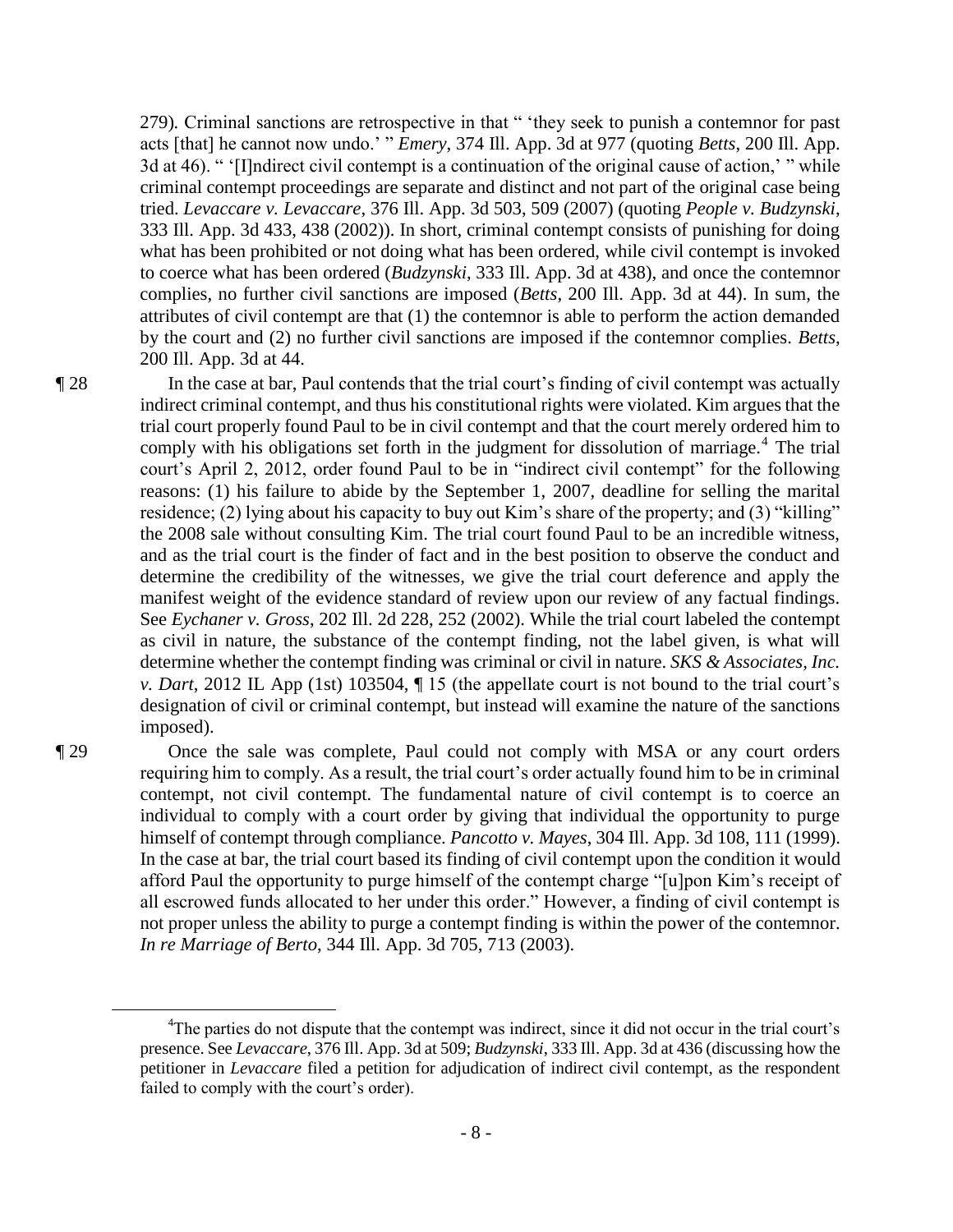279). Criminal sanctions are retrospective in that " 'they seek to punish a contemnor for past acts [that] he cannot now undo.' " *Emery*, 374 Ill. App. 3d at 977 (quoting *Betts*, 200 Ill. App. 3d at 46). " '[I]ndirect civil contempt is a continuation of the original cause of action,' " while criminal contempt proceedings are separate and distinct and not part of the original case being tried. *Levaccare v. Levaccare*, 376 Ill. App. 3d 503, 509 (2007) (quoting *People v. Budzynski*, 333 Ill. App. 3d 433, 438 (2002)). In short, criminal contempt consists of punishing for doing what has been prohibited or not doing what has been ordered, while civil contempt is invoked to coerce what has been ordered (*Budzynski*, 333 Ill. App. 3d at 438), and once the contemnor complies, no further civil sanctions are imposed (*Betts*, 200 Ill. App. 3d at 44). In sum, the attributes of civil contempt are that (1) the contemnor is able to perform the action demanded by the court and (2) no further civil sanctions are imposed if the contemnor complies. *Betts*, 200 Ill. App. 3d at 44.

¶ 28 In the case at bar, Paul contends that the trial court's finding of civil contempt was actually indirect criminal contempt, and thus his constitutional rights were violated. Kim argues that the trial court properly found Paul to be in civil contempt and that the court merely ordered him to comply with his obligations set forth in the judgment for dissolution of marriage.[4] The trial court's April 2, 2012, order found Paul to be in "indirect civil contempt" for the following reasons: (1) his failure to abide by the September 1, 2007, deadline for selling the marital residence; (2) lying about his capacity to buy out Kim's share of the property; and (3) "killing" the 2008 sale without consulting Kim. The trial court found Paul to be an incredible witness, and as the trial court is the finder of fact and in the best position to observe the conduct and determine the credibility of the witnesses, we give the trial court deference and apply the manifest weight of the evidence standard of review upon our review of any factual findings. See *Eychaner v. Gross*, 202 Ill. 2d 228, 252 (2002). While the trial court labeled the contempt as civil in nature, the substance of the contempt finding, not the label given, is what will determine whether the contempt finding was criminal or civil in nature. *SKS & Associates, Inc. v. Dart*, 2012 IL App (1st) 103504, ¶ 15 (the appellate court is not bound to the trial court's designation of civil or criminal contempt, but instead will examine the nature of the sanctions imposed).

¶ 29 Once the sale was complete, Paul could not comply with MSA or any court orders requiring him to comply. As a result, the trial court's order actually found him to be in criminal contempt, not civil contempt. The fundamental nature of civil contempt is to coerce an individual to comply with a court order by giving that individual the opportunity to purge himself of contempt through compliance. *Pancotto v. Mayes*, 304 Ill. App. 3d 108, 111 (1999). In the case at bar, the trial court based its finding of civil contempt upon the condition it would afford Paul the opportunity to purge himself of the contempt charge "[u]pon Kim's receipt of all escrowed funds allocated to her under this order." However, a finding of civil contempt is not proper unless the ability to purge a contempt finding is within the power of the contemnor. *In re Marriage of Berto*, 344 Ill. App. 3d 705, 713 (2003).

---

[4]The parties do not dispute that the contempt was indirect, since it did not occur in the trial court's presence. See *Levaccare*, 376 Ill. App. 3d at 509; *Budzynski*, 333 Ill. App. 3d at 436 (discussing how the petitioner in *Levaccare* filed a petition for adjudication of indirect civil contempt, as the respondent failed to comply with the court's order).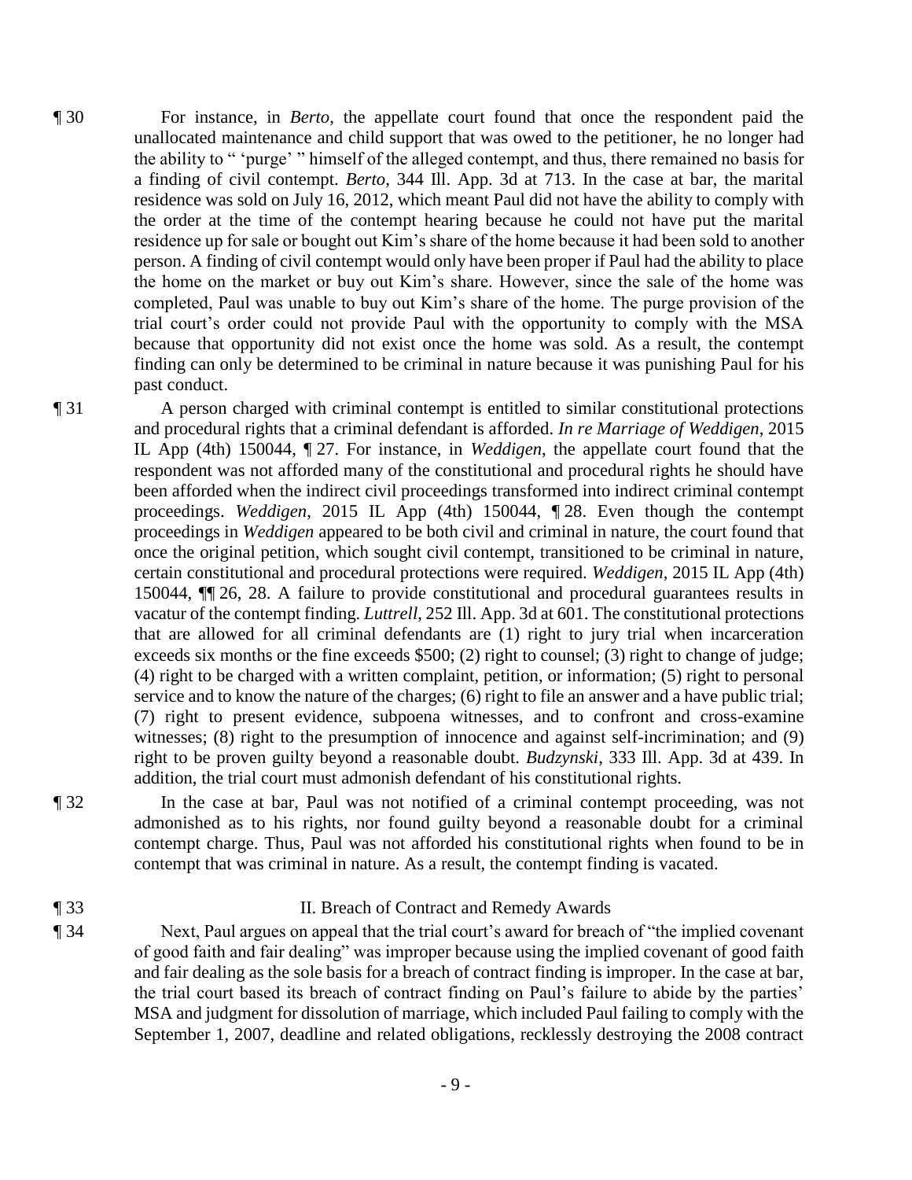¶ 30 For instance, in *Berto*, the appellate court found that once the respondent paid the unallocated maintenance and child support that was owed to the petitioner, he no longer had the ability to " 'purge' " himself of the alleged contempt, and thus, there remained no basis for a finding of civil contempt. *Berto*, 344 Ill. App. 3d at 713. In the case at bar, the marital residence was sold on July 16, 2012, which meant Paul did not have the ability to comply with the order at the time of the contempt hearing because he could not have put the marital residence up for sale or bought out Kim's share of the home because it had been sold to another person. A finding of civil contempt would only have been proper if Paul had the ability to place the home on the market or buy out Kim's share. However, since the sale of the home was completed, Paul was unable to buy out Kim's share of the home. The purge provision of the trial court's order could not provide Paul with the opportunity to comply with the MSA because that opportunity did not exist once the home was sold. As a result, the contempt finding can only be determined to be criminal in nature because it was punishing Paul for his past conduct.

¶ 31 A person charged with criminal contempt is entitled to similar constitutional protections and procedural rights that a criminal defendant is afforded. *In re Marriage of Weddigen*, 2015 IL App (4th) 150044, ¶ 27. For instance, in *Weddigen*, the appellate court found that the respondent was not afforded many of the constitutional and procedural rights he should have been afforded when the indirect civil proceedings transformed into indirect criminal contempt proceedings. *Weddigen*, 2015 IL App (4th) 150044, ¶ 28. Even though the contempt proceedings in *Weddigen* appeared to be both civil and criminal in nature, the court found that once the original petition, which sought civil contempt, transitioned to be criminal in nature, certain constitutional and procedural protections were required. *Weddigen*, 2015 IL App (4th) 150044, ¶¶ 26, 28. A failure to provide constitutional and procedural guarantees results in vacatur of the contempt finding. *Luttrell*, 252 Ill. App. 3d at 601. The constitutional protections that are allowed for all criminal defendants are (1) right to jury trial when incarceration exceeds six months or the fine exceeds $500; (2) right to counsel; (3) right to change of judge; (4) right to be charged with a written complaint, petition, or information; (5) right to personal service and to know the nature of the charges; (6) right to file an answer and a have public trial; (7) right to present evidence, subpoena witnesses, and to confront and cross-examine witnesses; (8) right to the presumption of innocence and against self-incrimination; and (9) right to be proven guilty beyond a reasonable doubt. *Budzynski*, 333 Ill. App. 3d at 439. In addition, the trial court must admonish defendant of his constitutional rights.

¶ 32 In the case at bar, Paul was not notified of a criminal contempt proceeding, was not admonished as to his rights, nor found guilty beyond a reasonable doubt for a criminal contempt charge. Thus, Paul was not afforded his constitutional rights when found to be in contempt that was criminal in nature. As a result, the contempt finding is vacated.

¶ 33 II. Breach of Contract and Remedy Awards

¶ 34 Next, Paul argues on appeal that the trial court's award for breach of "the implied covenant of good faith and fair dealing" was improper because using the implied covenant of good faith and fair dealing as the sole basis for a breach of contract finding is improper. In the case at bar, the trial court based its breach of contract finding on Paul's failure to abide by the parties' MSA and judgment for dissolution of marriage, which included Paul failing to comply with the September 1, 2007, deadline and related obligations, recklessly destroying the 2008 contract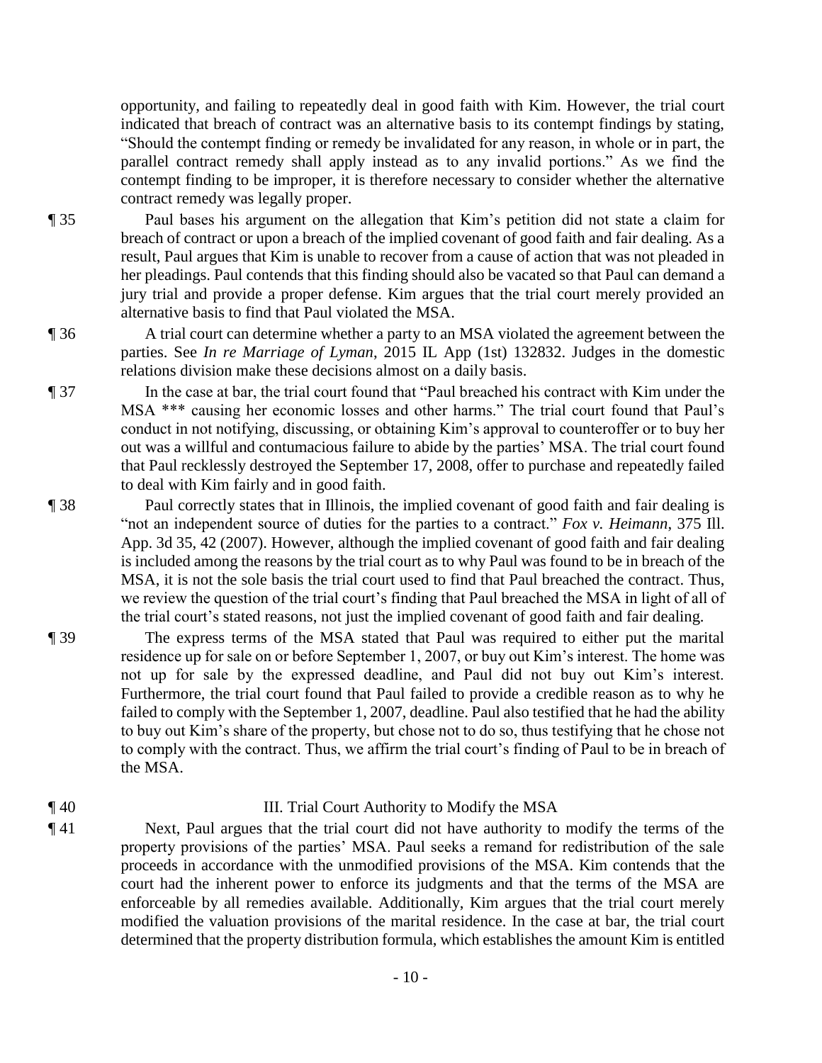opportunity, and failing to repeatedly deal in good faith with Kim. However, the trial court indicated that breach of contract was an alternative basis to its contempt findings by stating, "Should the contempt finding or remedy be invalidated for any reason, in whole or in part, the parallel contract remedy shall apply instead as to any invalid portions." As we find the contempt finding to be improper, it is therefore necessary to consider whether the alternative contract remedy was legally proper.

¶ 35 Paul bases his argument on the allegation that Kim's petition did not state a claim for breach of contract or upon a breach of the implied covenant of good faith and fair dealing. As a result, Paul argues that Kim is unable to recover from a cause of action that was not pleaded in her pleadings. Paul contends that this finding should also be vacated so that Paul can demand a jury trial and provide a proper defense. Kim argues that the trial court merely provided an alternative basis to find that Paul violated the MSA.

¶ 36 A trial court can determine whether a party to an MSA violated the agreement between the parties. See *In re Marriage of Lyman*, 2015 IL App (1st) 132832. Judges in the domestic relations division make these decisions almost on a daily basis.

¶ 37 In the case at bar, the trial court found that "Paul breached his contract with Kim under the MSA *** causing her economic losses and other harms." The trial court found that Paul's conduct in not notifying, discussing, or obtaining Kim's approval to counteroffer or to buy her out was a willful and contumacious failure to abide by the parties' MSA. The trial court found that Paul recklessly destroyed the September 17, 2008, offer to purchase and repeatedly failed to deal with Kim fairly and in good faith.

¶ 38 Paul correctly states that in Illinois, the implied covenant of good faith and fair dealing is "not an independent source of duties for the parties to a contract." *Fox v. Heimann*, 375 Ill. App. 3d 35, 42 (2007). However, although the implied covenant of good faith and fair dealing is included among the reasons by the trial court as to why Paul was found to be in breach of the MSA, it is not the sole basis the trial court used to find that Paul breached the contract. Thus, we review the question of the trial court's finding that Paul breached the MSA in light of all of the trial court's stated reasons, not just the implied covenant of good faith and fair dealing.

¶ 39 The express terms of the MSA stated that Paul was required to either put the marital residence up for sale on or before September 1, 2007, or buy out Kim's interest. The home was not up for sale by the expressed deadline, and Paul did not buy out Kim's interest. Furthermore, the trial court found that Paul failed to provide a credible reason as to why he failed to comply with the September 1, 2007, deadline. Paul also testified that he had the ability to buy out Kim's share of the property, but chose not to do so, thus testifying that he chose not to comply with the contract. Thus, we affirm the trial court's finding of Paul to be in breach of the MSA.

¶ 40 III. Trial Court Authority to Modify the MSA

¶ 41 Next, Paul argues that the trial court did not have authority to modify the terms of the property provisions of the parties' MSA. Paul seeks a remand for redistribution of the sale proceeds in accordance with the unmodified provisions of the MSA. Kim contends that the court had the inherent power to enforce its judgments and that the terms of the MSA are enforceable by all remedies available. Additionally, Kim argues that the trial court merely modified the valuation provisions of the marital residence. In the case at bar, the trial court determined that the property distribution formula, which establishes the amount Kim is entitled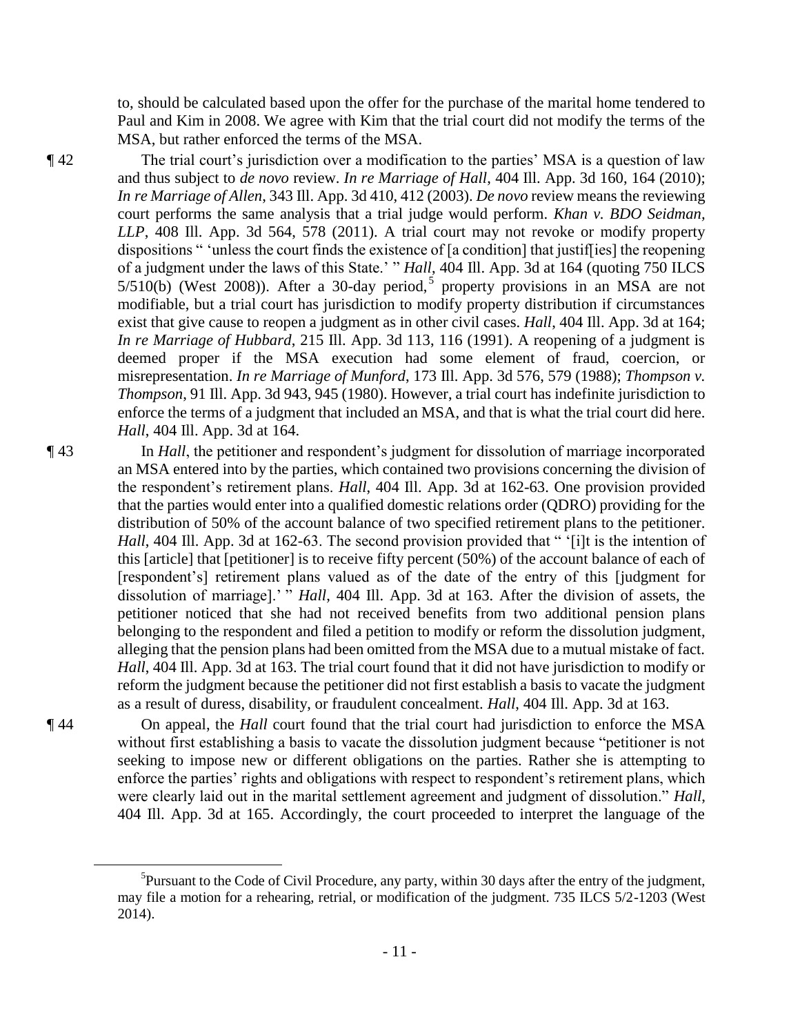to, should be calculated based upon the offer for the purchase of the marital home tendered to Paul and Kim in 2008. We agree with Kim that the trial court did not modify the terms of the MSA, but rather enforced the terms of the MSA.

¶ 42 The trial court's jurisdiction over a modification to the parties' MSA is a question of law and thus subject to *de novo* review. *In re Marriage of Hall*, 404 Ill. App. 3d 160, 164 (2010); *In re Marriage of Allen*, 343 Ill. App. 3d 410, 412 (2003). *De novo* review means the reviewing court performs the same analysis that a trial judge would perform. *Khan v. BDO Seidman, LLP*, 408 Ill. App. 3d 564, 578 (2011). A trial court may not revoke or modify property dispositions " 'unless the court finds the existence of [a condition] that justif[ies] the reopening of a judgment under the laws of this State.' " *Hall*, 404 Ill. App. 3d at 164 (quoting 750 ILCS 5/510(b) (West 2008)). After a 30-day period,[5] property provisions in an MSA are not modifiable, but a trial court has jurisdiction to modify property distribution if circumstances exist that give cause to reopen a judgment as in other civil cases. *Hall*, 404 Ill. App. 3d at 164; *In re Marriage of Hubbard*, 215 Ill. App. 3d 113, 116 (1991). A reopening of a judgment is deemed proper if the MSA execution had some element of fraud, coercion, or misrepresentation. *In re Marriage of Munford*, 173 Ill. App. 3d 576, 579 (1988); *Thompson v. Thompson*, 91 Ill. App. 3d 943, 945 (1980). However, a trial court has indefinite jurisdiction to enforce the terms of a judgment that included an MSA, and that is what the trial court did here. *Hall*, 404 Ill. App. 3d at 164.

¶ 43 In *Hall*, the petitioner and respondent's judgment for dissolution of marriage incorporated an MSA entered into by the parties, which contained two provisions concerning the division of the respondent's retirement plans. *Hall*, 404 Ill. App. 3d at 162-63. One provision provided that the parties would enter into a qualified domestic relations order (QDRO) providing for the distribution of 50% of the account balance of two specified retirement plans to the petitioner. *Hall*, 404 Ill. App. 3d at 162-63. The second provision provided that " '[i]t is the intention of this [article] that [petitioner] is to receive fifty percent (50%) of the account balance of each of [respondent's] retirement plans valued as of the date of the entry of this [judgment for dissolution of marriage].' " *Hall*, 404 Ill. App. 3d at 163. After the division of assets, the petitioner noticed that she had not received benefits from two additional pension plans belonging to the respondent and filed a petition to modify or reform the dissolution judgment, alleging that the pension plans had been omitted from the MSA due to a mutual mistake of fact. *Hall*, 404 Ill. App. 3d at 163. The trial court found that it did not have jurisdiction to modify or reform the judgment because the petitioner did not first establish a basis to vacate the judgment as a result of duress, disability, or fraudulent concealment. *Hall*, 404 Ill. App. 3d at 163.

¶ 44 On appeal, the *Hall* court found that the trial court had jurisdiction to enforce the MSA without first establishing a basis to vacate the dissolution judgment because "petitioner is not seeking to impose new or different obligations on the parties. Rather she is attempting to enforce the parties' rights and obligations with respect to respondent's retirement plans, which were clearly laid out in the marital settlement agreement and judgment of dissolution." *Hall*, 404 Ill. App. 3d at 165. Accordingly, the court proceeded to interpret the language of the

[5]Pursuant to the Code of Civil Procedure, any party, within 30 days after the entry of the judgment, may file a motion for a rehearing, retrial, or modification of the judgment. 735 ILCS 5/2-1203 (West 2014).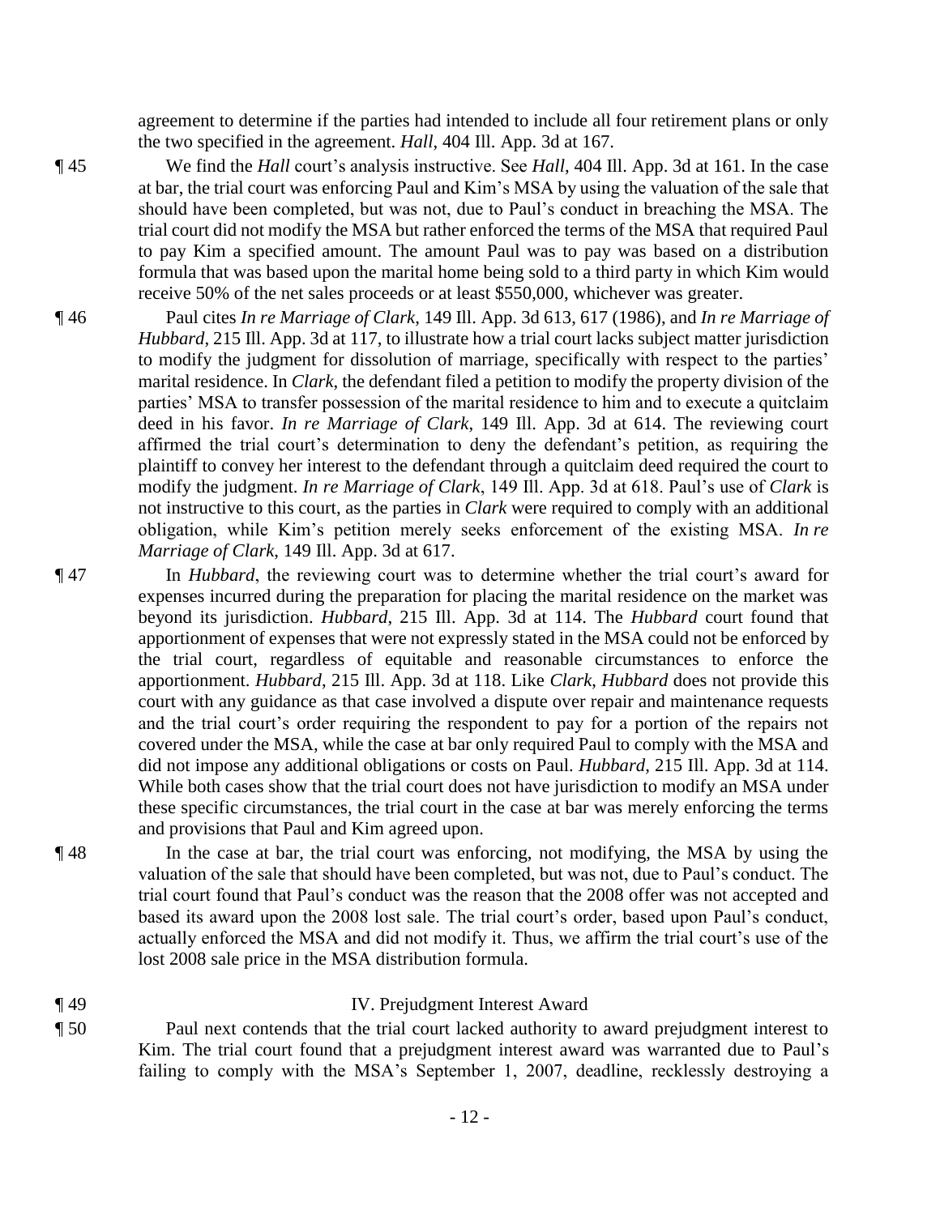agreement to determine if the parties had intended to include all four retirement plans or only the two specified in the agreement. *Hall*, 404 Ill. App. 3d at 167.

¶ 45 We find the *Hall* court's analysis instructive. See *Hall*, 404 Ill. App. 3d at 161. In the case at bar, the trial court was enforcing Paul and Kim's MSA by using the valuation of the sale that should have been completed, but was not, due to Paul's conduct in breaching the MSA. The trial court did not modify the MSA but rather enforced the terms of the MSA that required Paul to pay Kim a specified amount. The amount Paul was to pay was based on a distribution formula that was based upon the marital home being sold to a third party in which Kim would receive 50% of the net sales proceeds or at least $550,000, whichever was greater.

¶ 46 Paul cites *In re Marriage of Clark*, 149 Ill. App. 3d 613, 617 (1986), and *In re Marriage of Hubbard*, 215 Ill. App. 3d at 117, to illustrate how a trial court lacks subject matter jurisdiction to modify the judgment for dissolution of marriage, specifically with respect to the parties' marital residence. In *Clark*, the defendant filed a petition to modify the property division of the parties' MSA to transfer possession of the marital residence to him and to execute a quitclaim deed in his favor. *In re Marriage of Clark*, 149 Ill. App. 3d at 614. The reviewing court affirmed the trial court's determination to deny the defendant's petition, as requiring the plaintiff to convey her interest to the defendant through a quitclaim deed required the court to modify the judgment. *In re Marriage of Clark*, 149 Ill. App. 3d at 618. Paul's use of *Clark* is not instructive to this court, as the parties in *Clark* were required to comply with an additional obligation, while Kim's petition merely seeks enforcement of the existing MSA. *In re Marriage of Clark*, 149 Ill. App. 3d at 617.

¶ 47 In *Hubbard*, the reviewing court was to determine whether the trial court's award for expenses incurred during the preparation for placing the marital residence on the market was beyond its jurisdiction. *Hubbard*, 215 Ill. App. 3d at 114. The *Hubbard* court found that apportionment of expenses that were not expressly stated in the MSA could not be enforced by the trial court, regardless of equitable and reasonable circumstances to enforce the apportionment. *Hubbard*, 215 Ill. App. 3d at 118. Like *Clark*, *Hubbard* does not provide this court with any guidance as that case involved a dispute over repair and maintenance requests and the trial court's order requiring the respondent to pay for a portion of the repairs not covered under the MSA, while the case at bar only required Paul to comply with the MSA and did not impose any additional obligations or costs on Paul. *Hubbard*, 215 Ill. App. 3d at 114. While both cases show that the trial court does not have jurisdiction to modify an MSA under these specific circumstances, the trial court in the case at bar was merely enforcing the terms and provisions that Paul and Kim agreed upon.

¶ 48 In the case at bar, the trial court was enforcing, not modifying, the MSA by using the valuation of the sale that should have been completed, but was not, due to Paul's conduct. The trial court found that Paul's conduct was the reason that the 2008 offer was not accepted and based its award upon the 2008 lost sale. The trial court's order, based upon Paul's conduct, actually enforced the MSA and did not modify it. Thus, we affirm the trial court's use of the lost 2008 sale price in the MSA distribution formula.

¶ 49 IV. Prejudgment Interest Award

¶ 50 Paul next contends that the trial court lacked authority to award prejudgment interest to Kim. The trial court found that a prejudgment interest award was warranted due to Paul's failing to comply with the MSA's September 1, 2007, deadline, recklessly destroying a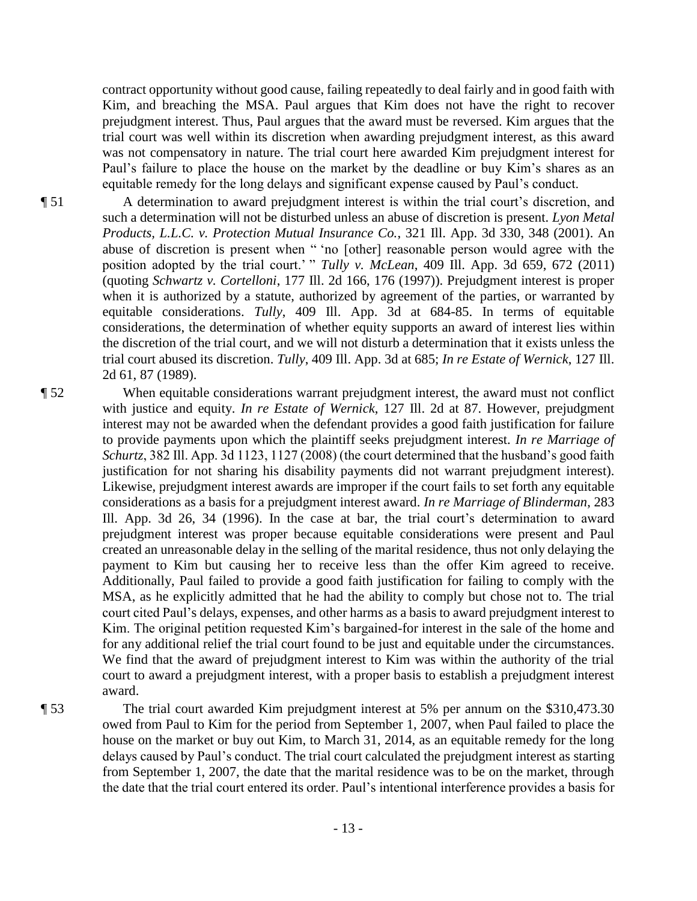contract opportunity without good cause, failing repeatedly to deal fairly and in good faith with Kim, and breaching the MSA. Paul argues that Kim does not have the right to recover prejudgment interest. Thus, Paul argues that the award must be reversed. Kim argues that the trial court was well within its discretion when awarding prejudgment interest, as this award was not compensatory in nature. The trial court here awarded Kim prejudgment interest for Paul's failure to place the house on the market by the deadline or buy Kim's shares as an equitable remedy for the long delays and significant expense caused by Paul's conduct.

¶ 51 A determination to award prejudgment interest is within the trial court's discretion, and such a determination will not be disturbed unless an abuse of discretion is present. *Lyon Metal Products, L.L.C. v. Protection Mutual Insurance Co.*, 321 Ill. App. 3d 330, 348 (2001). An abuse of discretion is present when " 'no [other] reasonable person would agree with the position adopted by the trial court.' " *Tully v. McLean*, 409 Ill. App. 3d 659, 672 (2011) (quoting *Schwartz v. Cortelloni*, 177 Ill. 2d 166, 176 (1997)). Prejudgment interest is proper when it is authorized by a statute, authorized by agreement of the parties, or warranted by equitable considerations. *Tully*, 409 Ill. App. 3d at 684-85. In terms of equitable considerations, the determination of whether equity supports an award of interest lies within the discretion of the trial court, and we will not disturb a determination that it exists unless the trial court abused its discretion. *Tully*, 409 Ill. App. 3d at 685; *In re Estate of Wernick*, 127 Ill. 2d 61, 87 (1989).

¶ 52 When equitable considerations warrant prejudgment interest, the award must not conflict with justice and equity. *In re Estate of Wernick*, 127 Ill. 2d at 87. However, prejudgment interest may not be awarded when the defendant provides a good faith justification for failure to provide payments upon which the plaintiff seeks prejudgment interest. *In re Marriage of Schurtz*, 382 Ill. App. 3d 1123, 1127 (2008) (the court determined that the husband's good faith justification for not sharing his disability payments did not warrant prejudgment interest). Likewise, prejudgment interest awards are improper if the court fails to set forth any equitable considerations as a basis for a prejudgment interest award. *In re Marriage of Blinderman*, 283 Ill. App. 3d 26, 34 (1996). In the case at bar, the trial court's determination to award prejudgment interest was proper because equitable considerations were present and Paul created an unreasonable delay in the selling of the marital residence, thus not only delaying the payment to Kim but causing her to receive less than the offer Kim agreed to receive. Additionally, Paul failed to provide a good faith justification for failing to comply with the MSA, as he explicitly admitted that he had the ability to comply but chose not to. The trial court cited Paul's delays, expenses, and other harms as a basis to award prejudgment interest to Kim. The original petition requested Kim's bargained-for interest in the sale of the home and for any additional relief the trial court found to be just and equitable under the circumstances. We find that the award of prejudgment interest to Kim was within the authority of the trial court to award a prejudgment interest, with a proper basis to establish a prejudgment interest award.

¶ 53 The trial court awarded Kim prejudgment interest at 5% per annum on the $310,473.30 owed from Paul to Kim for the period from September 1, 2007, when Paul failed to place the house on the market or buy out Kim, to March 31, 2014, as an equitable remedy for the long delays caused by Paul's conduct. The trial court calculated the prejudgment interest as starting from September 1, 2007, the date that the marital residence was to be on the market, through the date that the trial court entered its order. Paul's intentional interference provides a basis for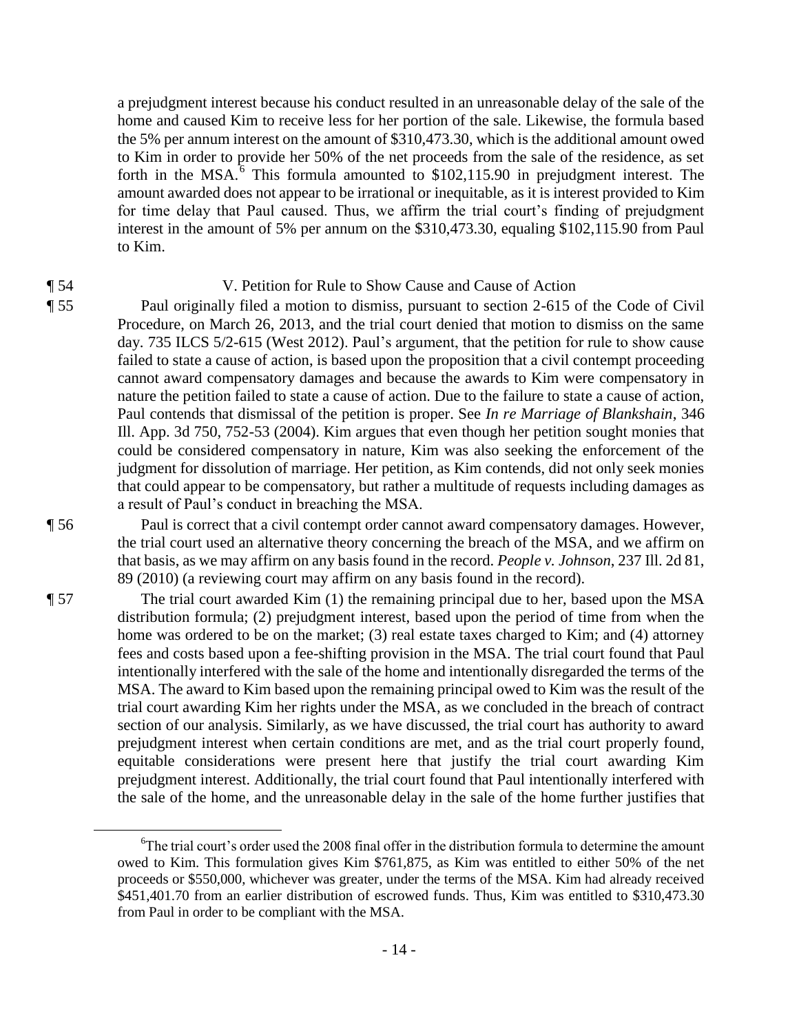a prejudgment interest because his conduct resulted in an unreasonable delay of the sale of the home and caused Kim to receive less for her portion of the sale. Likewise, the formula based the 5% per annum interest on the amount of $310,473.30, which is the additional amount owed to Kim in order to provide her 50% of the net proceeds from the sale of the residence, as set forth in the MSA.[6] This formula amounted to $102,115.90 in prejudgment interest. The amount awarded does not appear to be irrational or inequitable, as it is interest provided to Kim for time delay that Paul caused. Thus, we affirm the trial court's finding of prejudgment interest in the amount of 5% per annum on the $310,473.30, equaling $102,115.90 from Paul to Kim.

¶ 54 V. Petition for Rule to Show Cause and Cause of Action

¶ 55 Paul originally filed a motion to dismiss, pursuant to section 2-615 of the Code of Civil Procedure, on March 26, 2013, and the trial court denied that motion to dismiss on the same day. 735 ILCS 5/2-615 (West 2012). Paul's argument, that the petition for rule to show cause failed to state a cause of action, is based upon the proposition that a civil contempt proceeding cannot award compensatory damages and because the awards to Kim were compensatory in nature the petition failed to state a cause of action. Due to the failure to state a cause of action, Paul contends that dismissal of the petition is proper. See *In re Marriage of Blankshain*, 346 Ill. App. 3d 750, 752-53 (2004). Kim argues that even though her petition sought monies that could be considered compensatory in nature, Kim was also seeking the enforcement of the judgment for dissolution of marriage. Her petition, as Kim contends, did not only seek monies that could appear to be compensatory, but rather a multitude of requests including damages as a result of Paul's conduct in breaching the MSA.

¶ 56 Paul is correct that a civil contempt order cannot award compensatory damages. However, the trial court used an alternative theory concerning the breach of the MSA, and we affirm on that basis, as we may affirm on any basis found in the record. *People v. Johnson*, 237 Ill. 2d 81, 89 (2010) (a reviewing court may affirm on any basis found in the record).

¶ 57 The trial court awarded Kim (1) the remaining principal due to her, based upon the MSA distribution formula; (2) prejudgment interest, based upon the period of time from when the home was ordered to be on the market; (3) real estate taxes charged to Kim; and (4) attorney fees and costs based upon a fee-shifting provision in the MSA. The trial court found that Paul intentionally interfered with the sale of the home and intentionally disregarded the terms of the MSA. The award to Kim based upon the remaining principal owed to Kim was the result of the trial court awarding Kim her rights under the MSA, as we concluded in the breach of contract section of our analysis. Similarly, as we have discussed, the trial court has authority to award prejudgment interest when certain conditions are met, and as the trial court properly found, equitable considerations were present here that justify the trial court awarding Kim prejudgment interest. Additionally, the trial court found that Paul intentionally interfered with the sale of the home, and the unreasonable delay in the sale of the home further justifies that

---

[6] The trial court's order used the 2008 final offer in the distribution formula to determine the amount owed to Kim. This formulation gives Kim $761,875, as Kim was entitled to either 50% of the net proceeds or $550,000, whichever was greater, under the terms of the MSA. Kim had already received $451,401.70 from an earlier distribution of escrowed funds. Thus, Kim was entitled to $310,473.30 from Paul in order to be compliant with the MSA.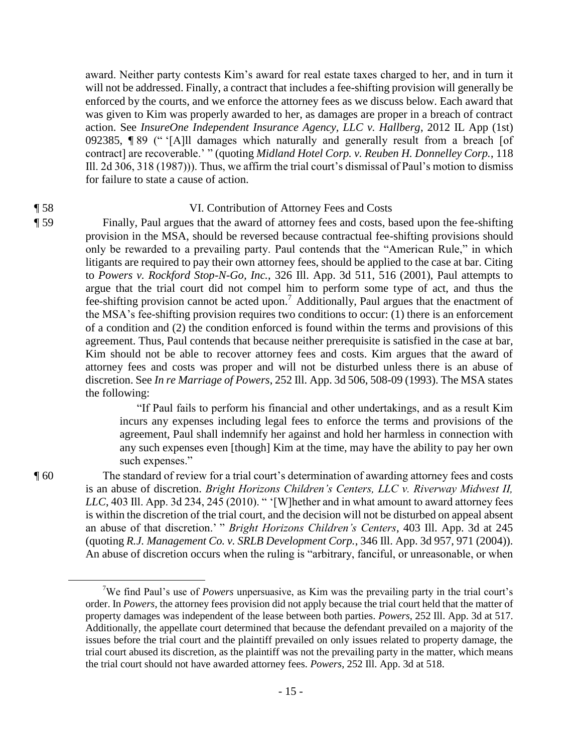award. Neither party contests Kim's award for real estate taxes charged to her, and in turn it will not be addressed. Finally, a contract that includes a fee-shifting provision will generally be enforced by the courts, and we enforce the attorney fees as we discuss below. Each award that was given to Kim was properly awarded to her, as damages are proper in a breach of contract action. See *InsureOne Independent Insurance Agency, LLC v. Hallberg*, 2012 IL App (1st) 092385, ¶ 89 (" '[A]ll damages which naturally and generally result from a breach [of contract] are recoverable.' " (quoting *Midland Hotel Corp. v. Reuben H. Donnelley Corp.*, 118 Ill. 2d 306, 318 (1987))). Thus, we affirm the trial court's dismissal of Paul's motion to dismiss for failure to state a cause of action.

¶ 58 VI. Contribution of Attorney Fees and Costs

¶ 59 Finally, Paul argues that the award of attorney fees and costs, based upon the fee-shifting provision in the MSA, should be reversed because contractual fee-shifting provisions should only be rewarded to a prevailing party. Paul contends that the "American Rule," in which litigants are required to pay their own attorney fees, should be applied to the case at bar. Citing to *Powers v. Rockford Stop-N-Go, Inc.*, 326 Ill. App. 3d 511, 516 (2001), Paul attempts to argue that the trial court did not compel him to perform some type of act, and thus the fee-shifting provision cannot be acted upon.[7] Additionally, Paul argues that the enactment of the MSA's fee-shifting provision requires two conditions to occur: (1) there is an enforcement of a condition and (2) the condition enforced is found within the terms and provisions of this agreement. Thus, Paul contends that because neither prerequisite is satisfied in the case at bar, Kim should not be able to recover attorney fees and costs. Kim argues that the award of attorney fees and costs was proper and will not be disturbed unless there is an abuse of discretion. See *In re Marriage of Powers*, 252 Ill. App. 3d 506, 508-09 (1993). The MSA states the following:

> "If Paul fails to perform his financial and other undertakings, and as a result Kim incurs any expenses including legal fees to enforce the terms and provisions of the agreement, Paul shall indemnify her against and hold her harmless in connection with any such expenses even [though] Kim at the time, may have the ability to pay her own such expenses."

¶ 60 The standard of review for a trial court's determination of awarding attorney fees and costs is an abuse of discretion. *Bright Horizons Children's Centers, LLC v. Riverway Midwest II, LLC*, 403 Ill. App. 3d 234, 245 (2010). " '[W]hether and in what amount to award attorney fees is within the discretion of the trial court, and the decision will not be disturbed on appeal absent an abuse of that discretion.' " *Bright Horizons Children's Centers*, 403 Ill. App. 3d at 245 (quoting *R.J. Management Co. v. SRLB Development Corp.*, 346 Ill. App. 3d 957, 971 (2004)). An abuse of discretion occurs when the ruling is "arbitrary, fanciful, or unreasonable, or when

[7] We find Paul's use of *Powers* unpersuasive, as Kim was the prevailing party in the trial court's order. In *Powers*, the attorney fees provision did not apply because the trial court held that the matter of property damages was independent of the lease between both parties. *Powers*, 252 Ill. App. 3d at 517. Additionally, the appellate court determined that because the defendant prevailed on a majority of the issues before the trial court and the plaintiff prevailed on only issues related to property damage, the trial court abused its discretion, as the plaintiff was not the prevailing party in the matter, which means the trial court should not have awarded attorney fees. *Powers*, 252 Ill. App. 3d at 518.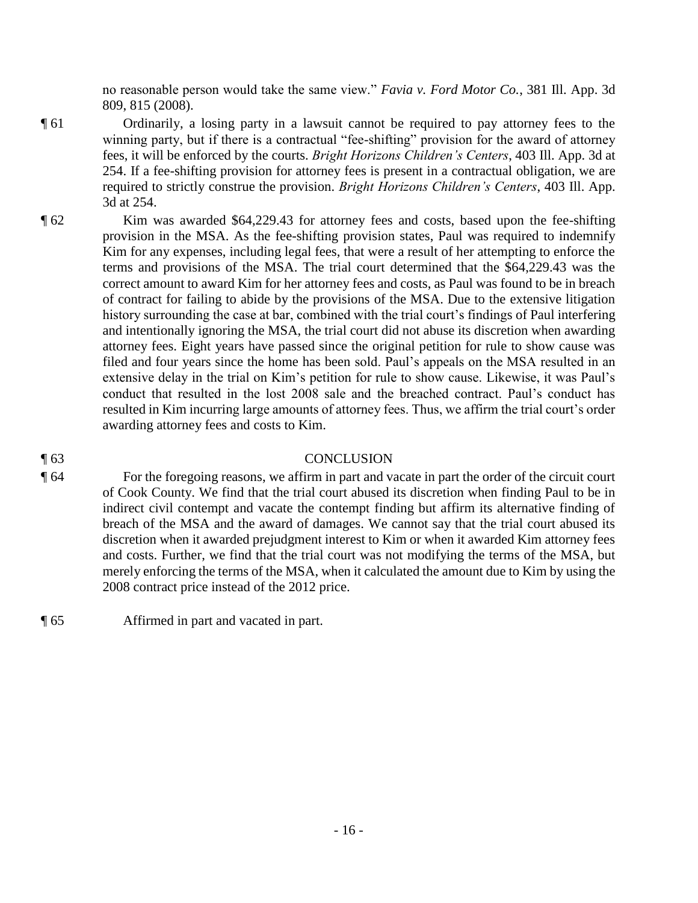no reasonable person would take the same view." *Favia v. Ford Motor Co.*, 381 Ill. App. 3d 809, 815 (2008).

¶ 61 Ordinarily, a losing party in a lawsuit cannot be required to pay attorney fees to the winning party, but if there is a contractual "fee-shifting" provision for the award of attorney fees, it will be enforced by the courts. *Bright Horizons Children's Centers*, 403 Ill. App. 3d at 254. If a fee-shifting provision for attorney fees is present in a contractual obligation, we are required to strictly construe the provision. *Bright Horizons Children's Centers*, 403 Ill. App. 3d at 254.

¶ 62 Kim was awarded $64,229.43 for attorney fees and costs, based upon the fee-shifting provision in the MSA. As the fee-shifting provision states, Paul was required to indemnify Kim for any expenses, including legal fees, that were a result of her attempting to enforce the terms and provisions of the MSA. The trial court determined that the $64,229.43 was the correct amount to award Kim for her attorney fees and costs, as Paul was found to be in breach of contract for failing to abide by the provisions of the MSA. Due to the extensive litigation history surrounding the case at bar, combined with the trial court's findings of Paul interfering and intentionally ignoring the MSA, the trial court did not abuse its discretion when awarding attorney fees. Eight years have passed since the original petition for rule to show cause was filed and four years since the home has been sold. Paul's appeals on the MSA resulted in an extensive delay in the trial on Kim's petition for rule to show cause. Likewise, it was Paul's conduct that resulted in the lost 2008 sale and the breached contract. Paul's conduct has resulted in Kim incurring large amounts of attorney fees. Thus, we affirm the trial court's order awarding attorney fees and costs to Kim.

¶ 63 CONCLUSION

¶ 64 For the foregoing reasons, we affirm in part and vacate in part the order of the circuit court of Cook County. We find that the trial court abused its discretion when finding Paul to be in indirect civil contempt and vacate the contempt finding but affirm its alternative finding of breach of the MSA and the award of damages. We cannot say that the trial court abused its discretion when it awarded prejudgment interest to Kim or when it awarded Kim attorney fees and costs. Further, we find that the trial court was not modifying the terms of the MSA, but merely enforcing the terms of the MSA, when it calculated the amount due to Kim by using the 2008 contract price instead of the 2012 price.

¶ 65 Affirmed in part and vacated in part.